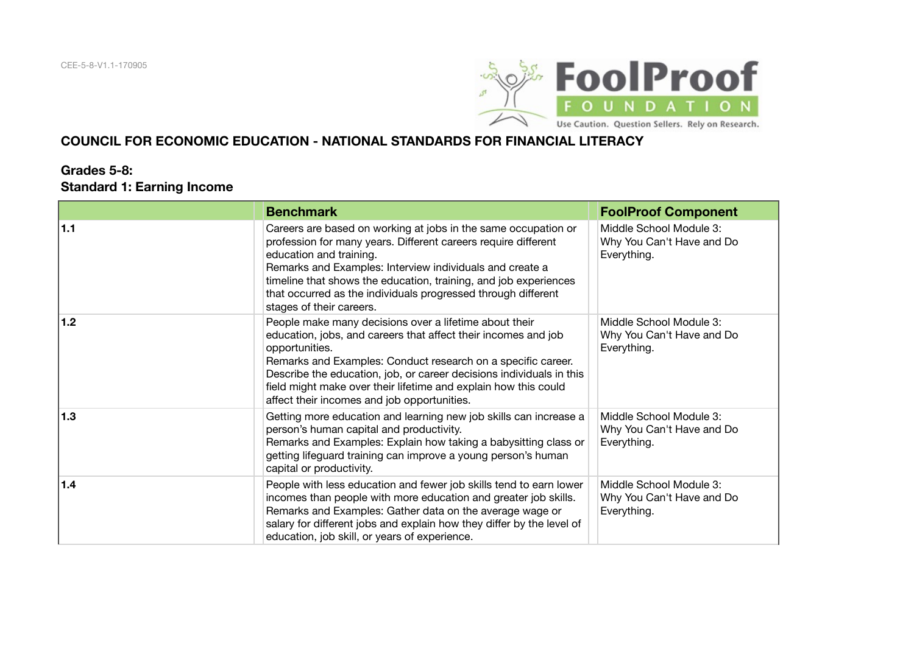CEE-5-8-V1.1-170905

FoolProof FOUNDATION
Use Caution. Question Sellers. Rely on Research.

## COUNCIL FOR ECONOMIC EDUCATION - NATIONAL STANDARDS FOR FINANCIAL LITERACY

### Grades 5-8:
### Standard 1: Earning Income

| | Benchmark | FoolProof Component |
|---|---|---|
| **1.1** | Careers are based on working at jobs in the same occupation or profession for many years. Different careers require different education and training.<br>Remarks and Examples: Interview individuals and create a timeline that shows the education, training, and job experiences that occurred as the individuals progressed through different stages of their careers. | Middle School Module 3: Why You Can't Have and Do Everything. |
| **1.2** | People make many decisions over a lifetime about their education, jobs, and careers that affect their incomes and job opportunities.<br>Remarks and Examples: Conduct research on a specific career. Describe the education, job, or career decisions individuals in this field might make over their lifetime and explain how this could affect their incomes and job opportunities. | Middle School Module 3: Why You Can't Have and Do Everything. |
| **1.3** | Getting more education and learning new job skills can increase a person's human capital and productivity.<br>Remarks and Examples: Explain how taking a babysitting class or getting lifeguard training can improve a young person's human capital or productivity. | Middle School Module 3: Why You Can't Have and Do Everything. |
| **1.4** | People with less education and fewer job skills tend to earn lower incomes than people with more education and greater job skills.<br>Remarks and Examples: Gather data on the average wage or salary for different jobs and explain how they differ by the level of education, job skill, or years of experience. | Middle School Module 3: Why You Can't Have and Do Everything. |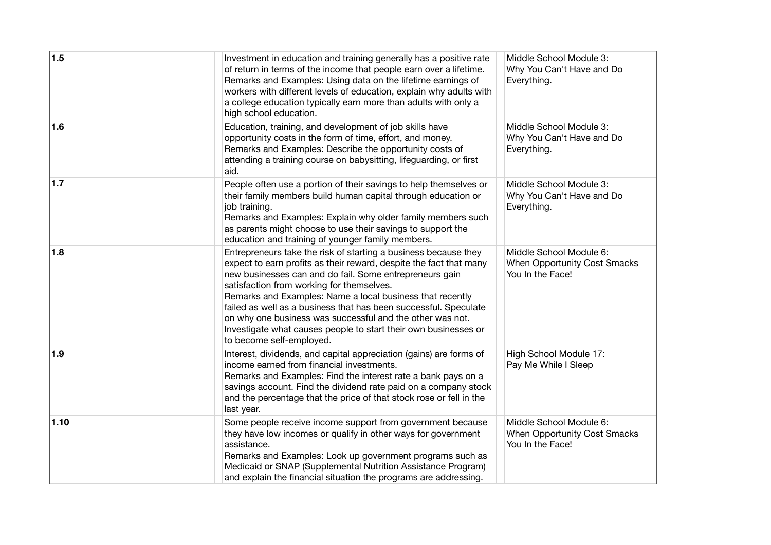| | | | | |
|---|---|---|---|---|
| **1.5** | | Investment in education and training generally has a positive rate of return in terms of the income that people earn over a lifetime.<br>Remarks and Examples: Using data on the lifetime earnings of workers with different levels of education, explain why adults with a college education typically earn more than adults with only a high school education. | | Middle School Module 3:<br>Why You Can't Have and Do Everything. |
| **1.6** | | Education, training, and development of job skills have opportunity costs in the form of time, effort, and money.<br>Remarks and Examples: Describe the opportunity costs of attending a training course on babysitting, lifeguarding, or first aid. | | Middle School Module 3:<br>Why You Can't Have and Do Everything. |
| **1.7** | | People often use a portion of their savings to help themselves or their family members build human capital through education or job training.<br>Remarks and Examples: Explain why older family members such as parents might choose to use their savings to support the education and training of younger family members. | | Middle School Module 3:<br>Why You Can't Have and Do Everything. |
| **1.8** | | Entrepreneurs take the risk of starting a business because they expect to earn profits as their reward, despite the fact that many new businesses can and do fail. Some entrepreneurs gain satisfaction from working for themselves.<br>Remarks and Examples: Name a local business that recently failed as well as a business that has been successful. Speculate on why one business was successful and the other was not. Investigate what causes people to start their own businesses or to become self-employed. | | Middle School Module 6:<br>When Opportunity Cost Smacks You In the Face! |
| **1.9** | | Interest, dividends, and capital appreciation (gains) are forms of income earned from financial investments.<br>Remarks and Examples: Find the interest rate a bank pays on a savings account. Find the dividend rate paid on a company stock and the percentage that the price of that stock rose or fell in the last year. | | High School Module 17:<br>Pay Me While I Sleep |
| **1.10** | | Some people receive income support from government because they have low incomes or qualify in other ways for government assistance.<br>Remarks and Examples: Look up government programs such as Medicaid or SNAP (Supplemental Nutrition Assistance Program) and explain the financial situation the programs are addressing. | | Middle School Module 6:<br>When Opportunity Cost Smacks You In the Face! |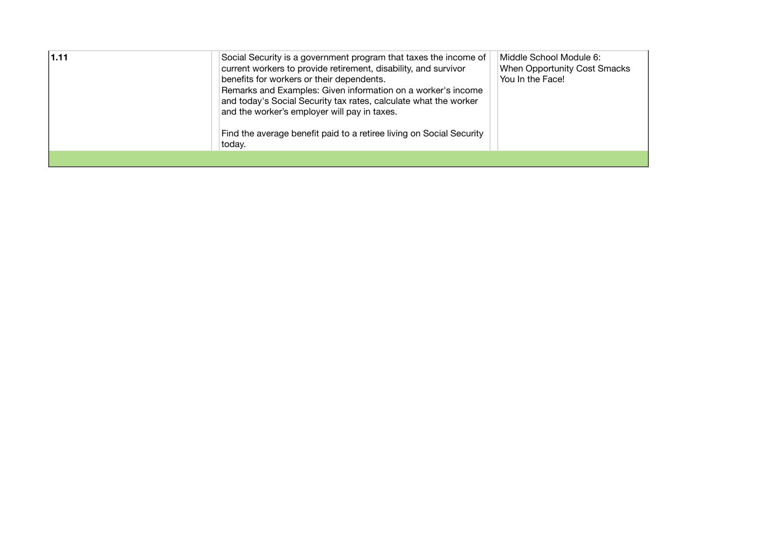| | | | | |
|---|---|---|---|---|
| **1.11** | | Social Security is a government program that taxes the income of current workers to provide retirement, disability, and survivor benefits for workers or their dependents.<br>Remarks and Examples: Given information on a worker's income and today's Social Security tax rates, calculate what the worker and the worker's employer will pay in taxes.<br><br>Find the average benefit paid to a retiree living on Social Security today. | | Middle School Module 6: When Opportunity Cost Smacks You In the Face! |
| | | | | |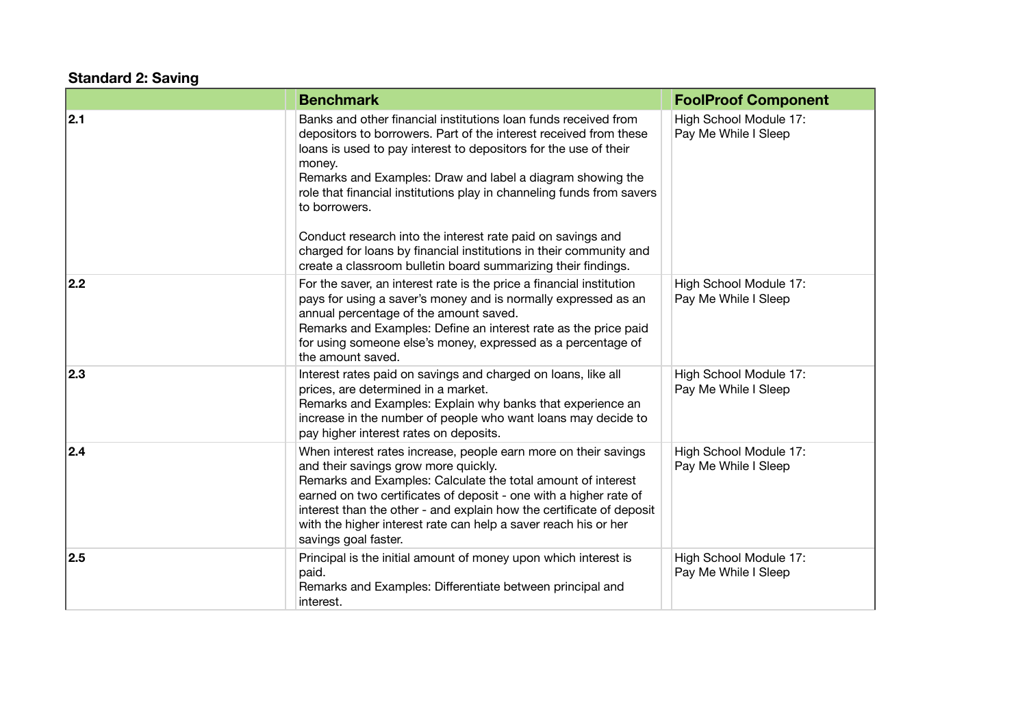**Standard 2: Saving**

| | Benchmark | FoolProof Component |
|---|---|---|
| **2.1** | Banks and other financial institutions loan funds received from depositors to borrowers. Part of the interest received from these loans is used to pay interest to depositors for the use of their money.<br>Remarks and Examples: Draw and label a diagram showing the role that financial institutions play in channeling funds from savers to borrowers.<br><br>Conduct research into the interest rate paid on savings and charged for loans by financial institutions in their community and create a classroom bulletin board summarizing their findings. | High School Module 17: Pay Me While I Sleep |
| **2.2** | For the saver, an interest rate is the price a financial institution pays for using a saver's money and is normally expressed as an annual percentage of the amount saved.<br>Remarks and Examples: Define an interest rate as the price paid for using someone else's money, expressed as a percentage of the amount saved. | High School Module 17: Pay Me While I Sleep |
| **2.3** | Interest rates paid on savings and charged on loans, like all prices, are determined in a market.<br>Remarks and Examples: Explain why banks that experience an increase in the number of people who want loans may decide to pay higher interest rates on deposits. | High School Module 17: Pay Me While I Sleep |
| **2.4** | When interest rates increase, people earn more on their savings and their savings grow more quickly.<br>Remarks and Examples: Calculate the total amount of interest earned on two certificates of deposit - one with a higher rate of interest than the other - and explain how the certificate of deposit with the higher interest rate can help a saver reach his or her savings goal faster. | High School Module 17: Pay Me While I Sleep |
| **2.5** | Principal is the initial amount of money upon which interest is paid.<br>Remarks and Examples: Differentiate between principal and interest. | High School Module 17: Pay Me While I Sleep |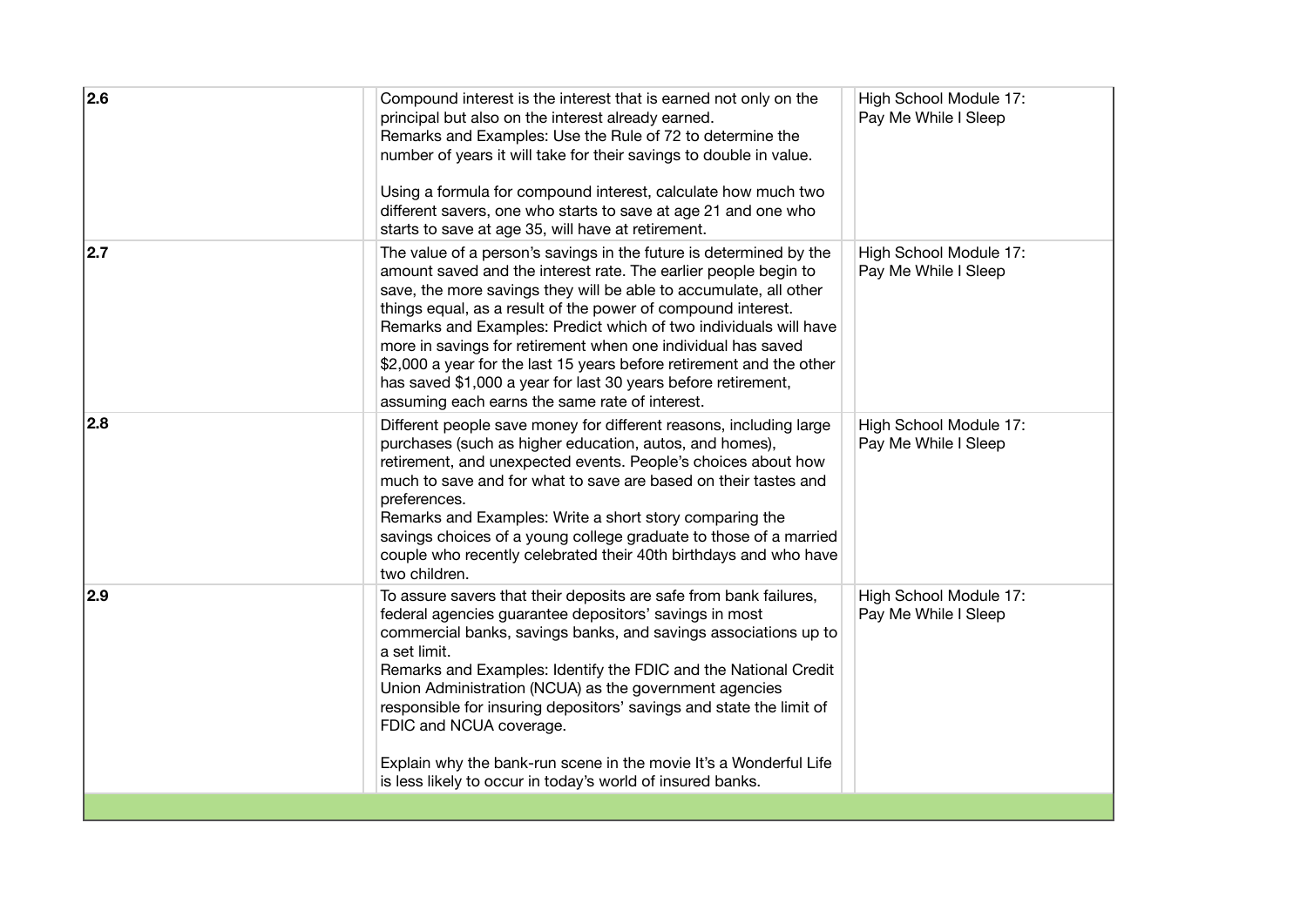| | | |
|---|---|---|
| **2.6** | Compound interest is the interest that is earned not only on the principal but also on the interest already earned.<br>Remarks and Examples: Use the Rule of 72 to determine the number of years it will take for their savings to double in value.<br><br>Using a formula for compound interest, calculate how much two different savers, one who starts to save at age 21 and one who starts to save at age 35, will have at retirement. | High School Module 17: Pay Me While I Sleep |
| **2.7** | The value of a person's savings in the future is determined by the amount saved and the interest rate. The earlier people begin to save, the more savings they will be able to accumulate, all other things equal, as a result of the power of compound interest.<br>Remarks and Examples: Predict which of two individuals will have more in savings for retirement when one individual has saved $2,000 a year for the last 15 years before retirement and the other has saved $1,000 a year for last 30 years before retirement, assuming each earns the same rate of interest. | High School Module 17: Pay Me While I Sleep |
| **2.8** | Different people save money for different reasons, including large purchases (such as higher education, autos, and homes), retirement, and unexpected events. People's choices about how much to save and for what to save are based on their tastes and preferences.<br>Remarks and Examples: Write a short story comparing the savings choices of a young college graduate to those of a married couple who recently celebrated their 40th birthdays and who have two children. | High School Module 17: Pay Me While I Sleep |
| **2.9** | To assure savers that their deposits are safe from bank failures, federal agencies guarantee depositors' savings in most commercial banks, savings banks, and savings associations up to a set limit.<br>Remarks and Examples: Identify the FDIC and the National Credit Union Administration (NCUA) as the government agencies responsible for insuring depositors' savings and state the limit of FDIC and NCUA coverage.<br><br>Explain why the bank-run scene in the movie It's a Wonderful Life is less likely to occur in today's world of insured banks. | High School Module 17: Pay Me While I Sleep |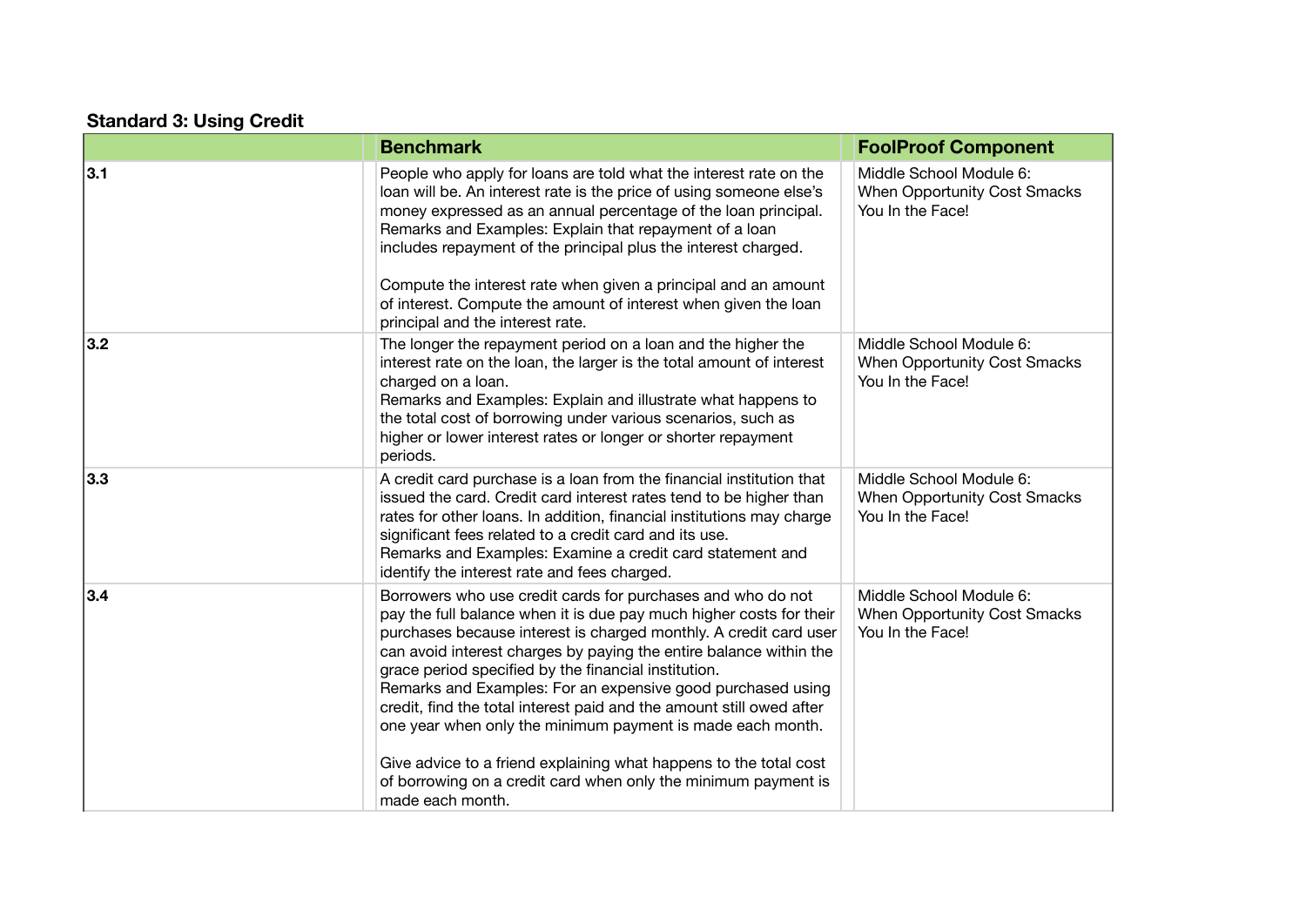**Standard 3: Using Credit**

| | Benchmark | FoolProof Component |
|---|---|---|
| **3.1** | People who apply for loans are told what the interest rate on the loan will be. An interest rate is the price of using someone else's money expressed as an annual percentage of the loan principal. Remarks and Examples: Explain that repayment of a loan includes repayment of the principal plus the interest charged.<br><br>Compute the interest rate when given a principal and an amount of interest. Compute the amount of interest when given the loan principal and the interest rate. | Middle School Module 6: When Opportunity Cost Smacks You In the Face! |
| **3.2** | The longer the repayment period on a loan and the higher the interest rate on the loan, the larger is the total amount of interest charged on a loan.<br>Remarks and Examples: Explain and illustrate what happens to the total cost of borrowing under various scenarios, such as higher or lower interest rates or longer or shorter repayment periods. | Middle School Module 6: When Opportunity Cost Smacks You In the Face! |
| **3.3** | A credit card purchase is a loan from the financial institution that issued the card. Credit card interest rates tend to be higher than rates for other loans. In addition, financial institutions may charge significant fees related to a credit card and its use.<br>Remarks and Examples: Examine a credit card statement and identify the interest rate and fees charged. | Middle School Module 6: When Opportunity Cost Smacks You In the Face! |
| **3.4** | Borrowers who use credit cards for purchases and who do not pay the full balance when it is due pay much higher costs for their purchases because interest is charged monthly. A credit card user can avoid interest charges by paying the entire balance within the grace period specified by the financial institution.<br>Remarks and Examples: For an expensive good purchased using credit, find the total interest paid and the amount still owed after one year when only the minimum payment is made each month.<br><br>Give advice to a friend explaining what happens to the total cost of borrowing on a credit card when only the minimum payment is made each month. | Middle School Module 6: When Opportunity Cost Smacks You In the Face! |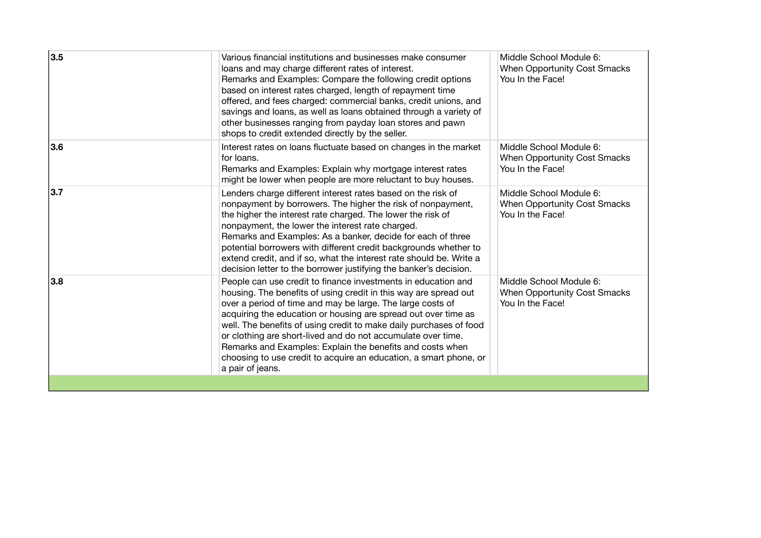| | | |
|---|---|---|
| **3.5** | Various financial institutions and businesses make consumer loans and may charge different rates of interest.<br>Remarks and Examples: Compare the following credit options based on interest rates charged, length of repayment time offered, and fees charged: commercial banks, credit unions, and savings and loans, as well as loans obtained through a variety of other businesses ranging from payday loan stores and pawn shops to credit extended directly by the seller. | Middle School Module 6: When Opportunity Cost Smacks You In the Face! |
| **3.6** | Interest rates on loans fluctuate based on changes in the market for loans.<br>Remarks and Examples: Explain why mortgage interest rates might be lower when people are more reluctant to buy houses. | Middle School Module 6: When Opportunity Cost Smacks You In the Face! |
| **3.7** | Lenders charge different interest rates based on the risk of nonpayment by borrowers. The higher the risk of nonpayment, the higher the interest rate charged. The lower the risk of nonpayment, the lower the interest rate charged.<br>Remarks and Examples: As a banker, decide for each of three potential borrowers with different credit backgrounds whether to extend credit, and if so, what the interest rate should be. Write a decision letter to the borrower justifying the banker's decision. | Middle School Module 6: When Opportunity Cost Smacks You In the Face! |
| **3.8** | People can use credit to finance investments in education and housing. The benefits of using credit in this way are spread out over a period of time and may be large. The large costs of acquiring the education or housing are spread out over time as well. The benefits of using credit to make daily purchases of food or clothing are short-lived and do not accumulate over time.<br>Remarks and Examples: Explain the benefits and costs when choosing to use credit to acquire an education, a smart phone, or a pair of jeans. | Middle School Module 6: When Opportunity Cost Smacks You In the Face! |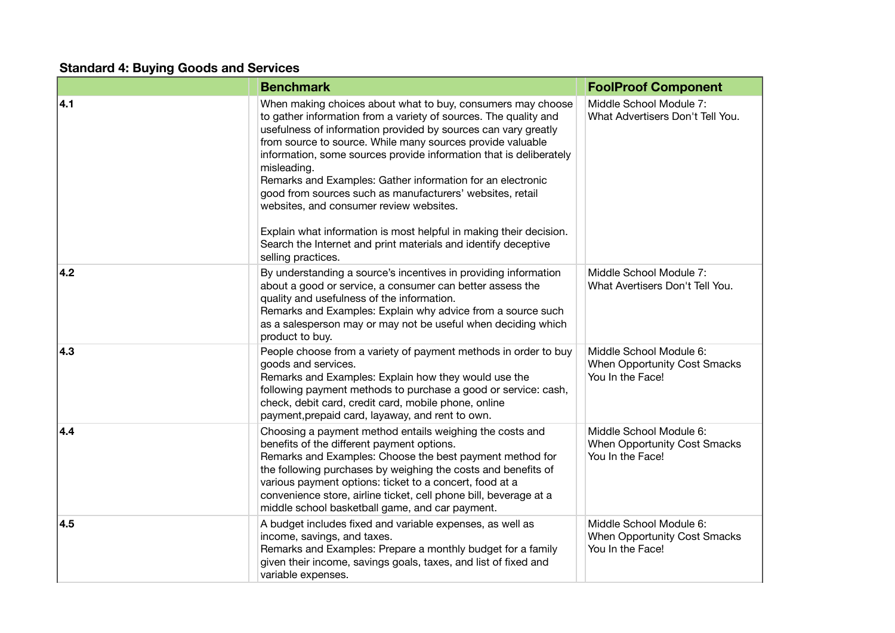### Standard 4: Buying Goods and Services

| | Benchmark | FoolProof Component |
|---|---|---|
| **4.1** | When making choices about what to buy, consumers may choose to gather information from a variety of sources. The quality and usefulness of information provided by sources can vary greatly from source to source. While many sources provide valuable information, some sources provide information that is deliberately misleading.<br>Remarks and Examples: Gather information for an electronic good from sources such as manufacturers' websites, retail websites, and consumer review websites.<br><br>Explain what information is most helpful in making their decision. Search the Internet and print materials and identify deceptive selling practices. | Middle School Module 7: What Advertisers Don't Tell You. |
| **4.2** | By understanding a source's incentives in providing information about a good or service, a consumer can better assess the quality and usefulness of the information.<br>Remarks and Examples: Explain why advice from a source such as a salesperson may or may not be useful when deciding which product to buy. | Middle School Module 7: What Avertisers Don't Tell You. |
| **4.3** | People choose from a variety of payment methods in order to buy goods and services.<br>Remarks and Examples: Explain how they would use the following payment methods to purchase a good or service: cash, check, debit card, credit card, mobile phone, online payment,prepaid card, layaway, and rent to own. | Middle School Module 6: When Opportunity Cost Smacks You In the Face! |
| **4.4** | Choosing a payment method entails weighing the costs and benefits of the different payment options.<br>Remarks and Examples: Choose the best payment method for the following purchases by weighing the costs and benefits of various payment options: ticket to a concert, food at a convenience store, airline ticket, cell phone bill, beverage at a middle school basketball game, and car payment. | Middle School Module 6: When Opportunity Cost Smacks You In the Face! |
| **4.5** | A budget includes fixed and variable expenses, as well as income, savings, and taxes.<br>Remarks and Examples: Prepare a monthly budget for a family given their income, savings goals, taxes, and list of fixed and variable expenses. | Middle School Module 6: When Opportunity Cost Smacks You In the Face! |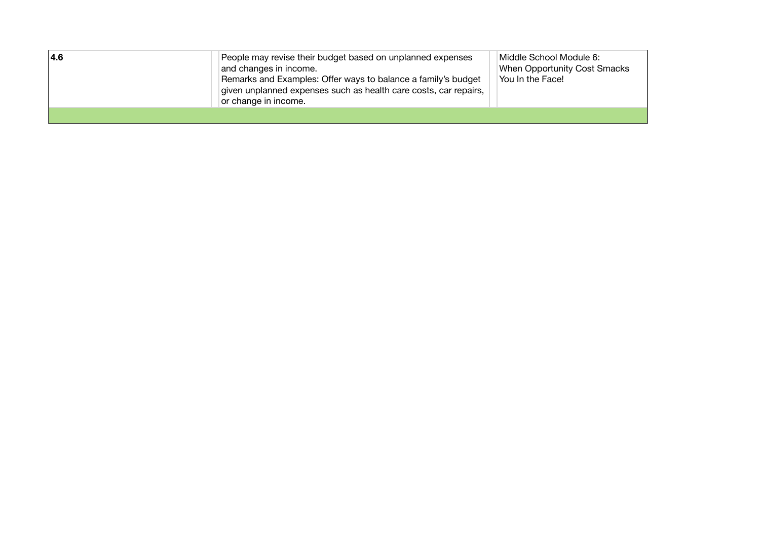| **4.6** | | People may revise their budget based on unplanned expenses and changes in income.<br>Remarks and Examples: Offer ways to balance a family's budget given unplanned expenses such as health care costs, car repairs, or change in income. | | Middle School Module 6: When Opportunity Cost Smacks You In the Face! |
|---|---|---|---|---|
| | | | | |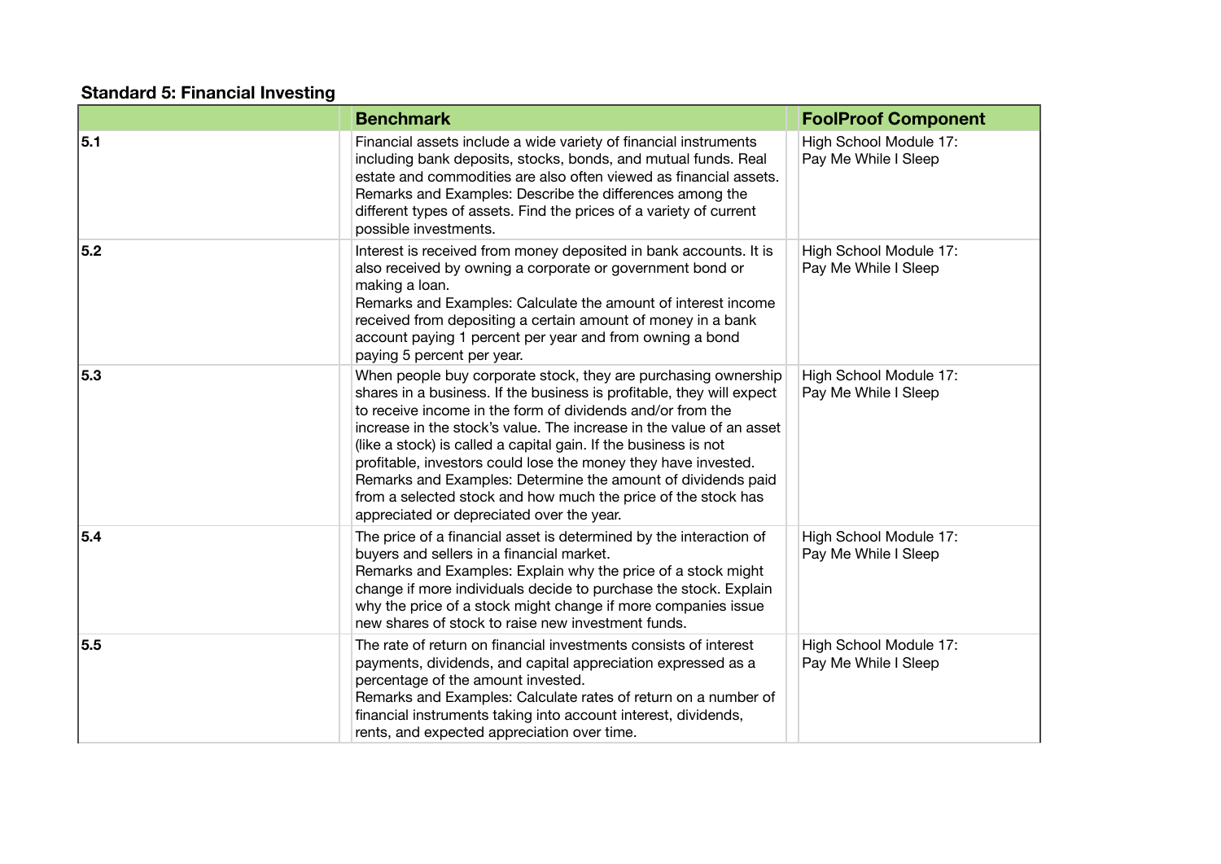**Standard 5: Financial Investing**

| | Benchmark | FoolProof Component |
|---|---|---|
| **5.1** | Financial assets include a wide variety of financial instruments including bank deposits, stocks, bonds, and mutual funds. Real estate and commodities are also often viewed as financial assets.<br>Remarks and Examples: Describe the differences among the different types of assets. Find the prices of a variety of current possible investments. | High School Module 17: Pay Me While I Sleep |
| **5.2** | Interest is received from money deposited in bank accounts. It is also received by owning a corporate or government bond or making a loan.<br>Remarks and Examples: Calculate the amount of interest income received from depositing a certain amount of money in a bank account paying 1 percent per year and from owning a bond paying 5 percent per year. | High School Module 17: Pay Me While I Sleep |
| **5.3** | When people buy corporate stock, they are purchasing ownership shares in a business. If the business is profitable, they will expect to receive income in the form of dividends and/or from the increase in the stock's value. The increase in the value of an asset (like a stock) is called a capital gain. If the business is not profitable, investors could lose the money they have invested.<br>Remarks and Examples: Determine the amount of dividends paid from a selected stock and how much the price of the stock has appreciated or depreciated over the year. | High School Module 17: Pay Me While I Sleep |
| **5.4** | The price of a financial asset is determined by the interaction of buyers and sellers in a financial market.<br>Remarks and Examples: Explain why the price of a stock might change if more individuals decide to purchase the stock. Explain why the price of a stock might change if more companies issue new shares of stock to raise new investment funds. | High School Module 17: Pay Me While I Sleep |
| **5.5** | The rate of return on financial investments consists of interest payments, dividends, and capital appreciation expressed as a percentage of the amount invested.<br>Remarks and Examples: Calculate rates of return on a number of financial instruments taking into account interest, dividends, rents, and expected appreciation over time. | High School Module 17: Pay Me While I Sleep |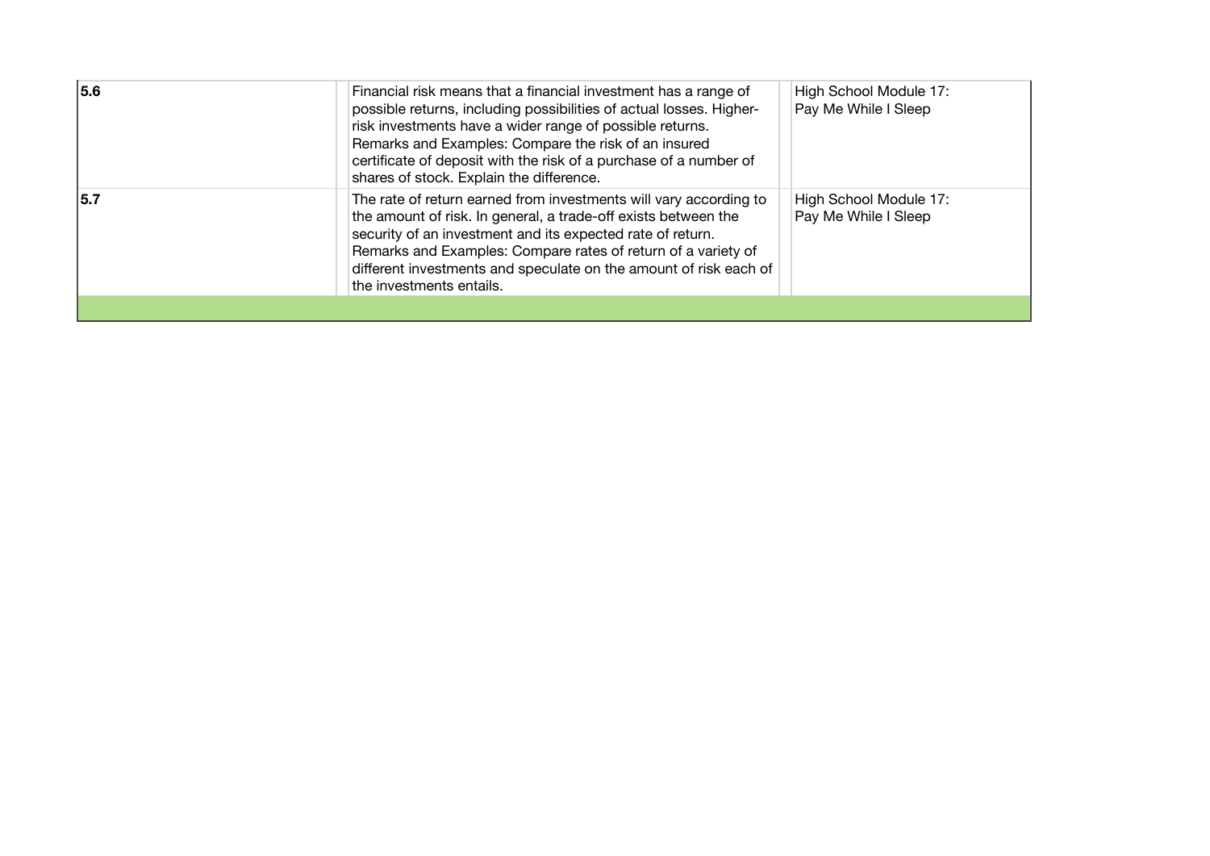| | | | | |
|---|---|---|---|---|
| **5.6** | | Financial risk means that a financial investment has a range of possible returns, including possibilities of actual losses. Higher-risk investments have a wider range of possible returns. Remarks and Examples: Compare the risk of an insured certificate of deposit with the risk of a purchase of a number of shares of stock. Explain the difference. | | High School Module 17: Pay Me While I Sleep |
| **5.7** | | The rate of return earned from investments will vary according to the amount of risk. In general, a trade-off exists between the security of an investment and its expected rate of return. Remarks and Examples: Compare rates of return of a variety of different investments and speculate on the amount of risk each of the investments entails. | | High School Module 17: Pay Me While I Sleep |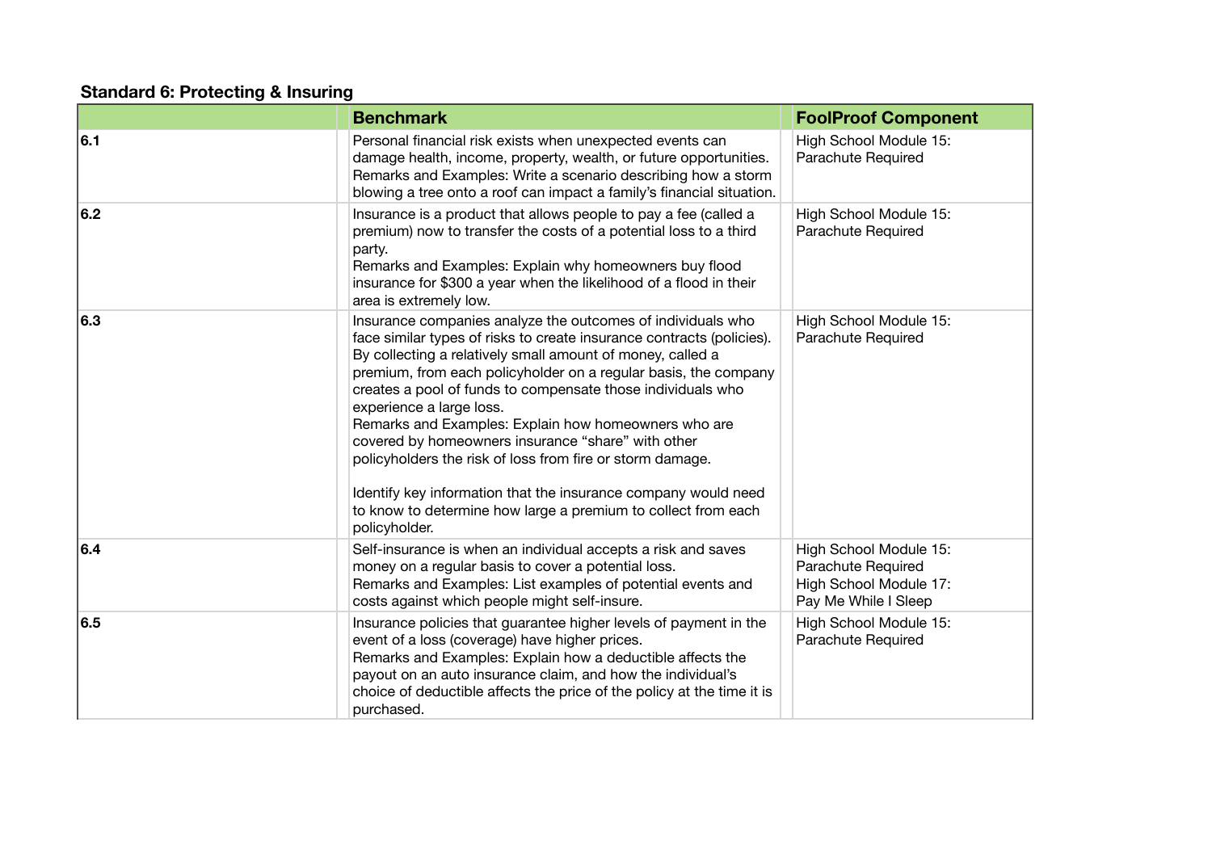### Standard 6: Protecting & Insuring

| | Benchmark | FoolProof Component |
|---|---|---|
| **6.1** | Personal financial risk exists when unexpected events can damage health, income, property, wealth, or future opportunities.<br>Remarks and Examples: Write a scenario describing how a storm blowing a tree onto a roof can impact a family's financial situation. | High School Module 15: Parachute Required |
| **6.2** | Insurance is a product that allows people to pay a fee (called a premium) now to transfer the costs of a potential loss to a third party.<br>Remarks and Examples: Explain why homeowners buy flood insurance for $300 a year when the likelihood of a flood in their area is extremely low. | High School Module 15: Parachute Required |
| **6.3** | Insurance companies analyze the outcomes of individuals who face similar types of risks to create insurance contracts (policies). By collecting a relatively small amount of money, called a premium, from each policyholder on a regular basis, the company creates a pool of funds to compensate those individuals who experience a large loss.<br>Remarks and Examples: Explain how homeowners who are covered by homeowners insurance "share" with other policyholders the risk of loss from fire or storm damage.<br><br>Identify key information that the insurance company would need to know to determine how large a premium to collect from each policyholder. | High School Module 15: Parachute Required |
| **6.4** | Self-insurance is when an individual accepts a risk and saves money on a regular basis to cover a potential loss.<br>Remarks and Examples: List examples of potential events and costs against which people might self-insure. | High School Module 15: Parachute Required<br>High School Module 17: Pay Me While I Sleep |
| **6.5** | Insurance policies that guarantee higher levels of payment in the event of a loss (coverage) have higher prices.<br>Remarks and Examples: Explain how a deductible affects the payout on an auto insurance claim, and how the individual's choice of deductible affects the price of the policy at the time it is purchased. | High School Module 15: Parachute Required |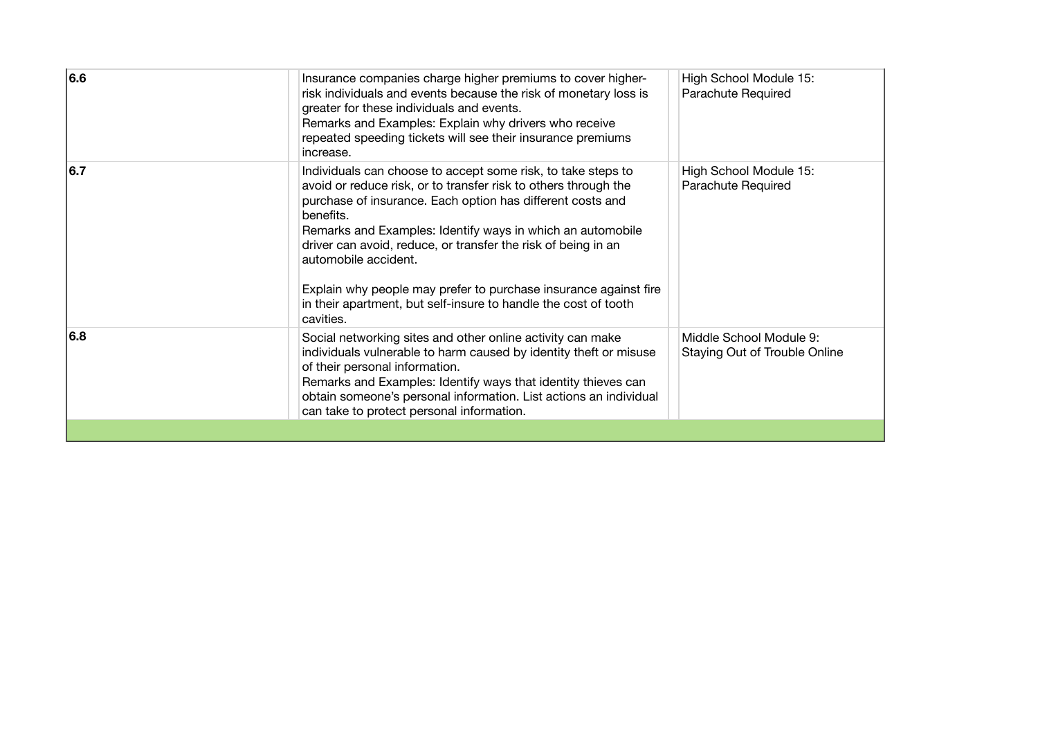| | | | | |
|---|---|---|---|---|
| **6.6** | | Insurance companies charge higher premiums to cover higher-risk individuals and events because the risk of monetary loss is greater for these individuals and events.<br>Remarks and Examples: Explain why drivers who receive repeated speeding tickets will see their insurance premiums increase. | | High School Module 15: Parachute Required |
| **6.7** | | Individuals can choose to accept some risk, to take steps to avoid or reduce risk, or to transfer risk to others through the purchase of insurance. Each option has different costs and benefits.<br>Remarks and Examples: Identify ways in which an automobile driver can avoid, reduce, or transfer the risk of being in an automobile accident.<br><br>Explain why people may prefer to purchase insurance against fire in their apartment, but self-insure to handle the cost of tooth cavities. | | High School Module 15: Parachute Required |
| **6.8** | | Social networking sites and other online activity can make individuals vulnerable to harm caused by identity theft or misuse of their personal information.<br>Remarks and Examples: Identify ways that identity thieves can obtain someone's personal information. List actions an individual can take to protect personal information. | | Middle School Module 9: Staying Out of Trouble Online |